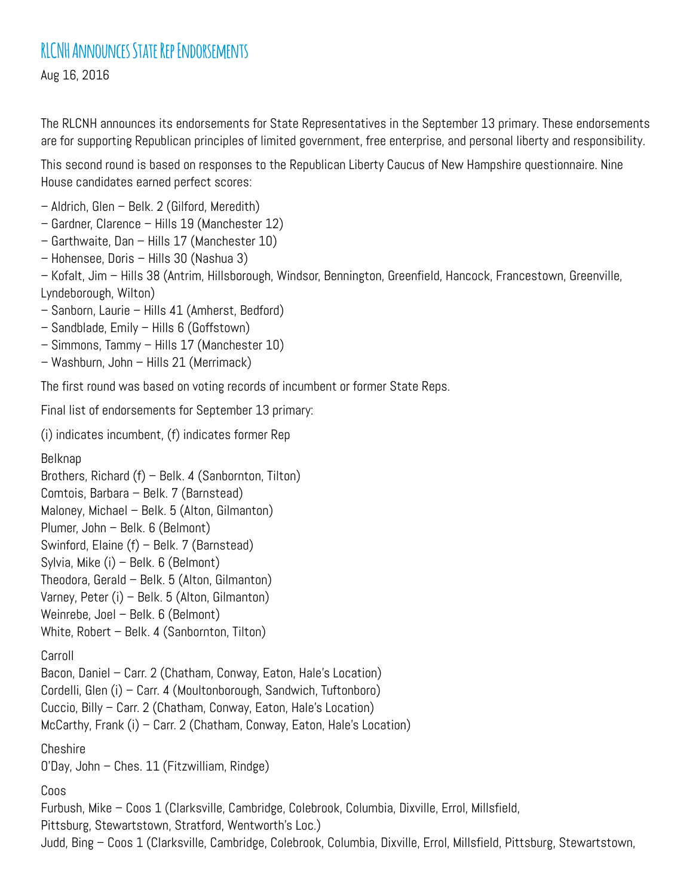# RLCNH Announces State Rep Endorsements

Aug 16, 2016

The RLCNH announces its endorsements for State Representatives in the September 13 primary. These endorsements are for supporting Republican principles of limited government, free enterprise, and personal liberty and responsibility.

This second round is based on responses to the Republican Liberty Caucus of New Hampshire questionnaire. Nine House candidates earned perfect scores:

– Aldrich, Glen – Belk. 2 (Gilford, Meredith)
– Gardner, Clarence – Hills 19 (Manchester 12)
– Garthwaite, Dan – Hills 17 (Manchester 10)
– Hohensee, Doris – Hills 30 (Nashua 3)
– Kofalt, Jim – Hills 38 (Antrim, Hillsborough, Windsor, Bennington, Greenfield, Hancock, Francestown, Greenville, Lyndeborough, Wilton)
– Sanborn, Laurie – Hills 41 (Amherst, Bedford)
– Sandblade, Emily – Hills 6 (Goffstown)
– Simmons, Tammy – Hills 17 (Manchester 10)
– Washburn, John – Hills 21 (Merrimack)

The first round was based on voting records of incumbent or former State Reps.

Final list of endorsements for September 13 primary:

(i) indicates incumbent, (f) indicates former Rep

Belknap
Brothers, Richard (f) – Belk. 4 (Sanbornton, Tilton)
Comtois, Barbara – Belk. 7 (Barnstead)
Maloney, Michael – Belk. 5 (Alton, Gilmanton)
Plumer, John – Belk. 6 (Belmont)
Swinford, Elaine (f) – Belk. 7 (Barnstead)
Sylvia, Mike (i) – Belk. 6 (Belmont)
Theodora, Gerald – Belk. 5 (Alton, Gilmanton)
Varney, Peter (i) – Belk. 5 (Alton, Gilmanton)
Weinrebe, Joel – Belk. 6 (Belmont)
White, Robert – Belk. 4 (Sanbornton, Tilton)

Carroll
Bacon, Daniel – Carr. 2 (Chatham, Conway, Eaton, Hale's Location)
Cordelli, Glen (i) – Carr. 4 (Moultonborough, Sandwich, Tuftonboro)
Cuccio, Billy – Carr. 2 (Chatham, Conway, Eaton, Hale's Location)
McCarthy, Frank (i) – Carr. 2 (Chatham, Conway, Eaton, Hale's Location)

Cheshire
O'Day, John – Ches. 11 (Fitzwilliam, Rindge)

Coos
Furbush, Mike – Coos 1 (Clarksville, Cambridge, Colebrook, Columbia, Dixville, Errol, Millsfield, Pittsburg, Stewartstown, Stratford, Wentworth's Loc.)
Judd, Bing – Coos 1 (Clarksville, Cambridge, Colebrook, Columbia, Dixville, Errol, Millsfield, Pittsburg, Stewartstown,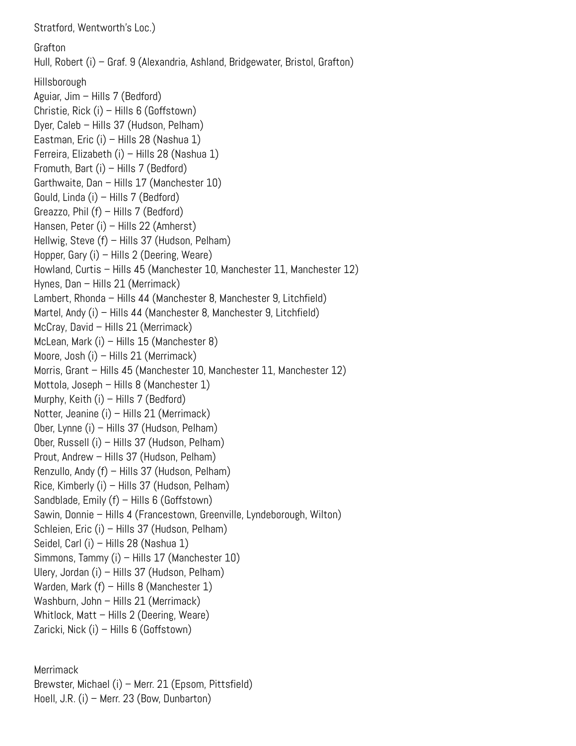Stratford, Wentworth's Loc.)

Grafton

Hull, Robert (i) – Graf. 9 (Alexandria, Ashland, Bridgewater, Bristol, Grafton)

Hillsborough

Aguiar, Jim – Hills 7 (Bedford)
Christie, Rick (i) – Hills 6 (Goffstown)
Dyer, Caleb – Hills 37 (Hudson, Pelham)
Eastman, Eric (i) – Hills 28 (Nashua 1)
Ferreira, Elizabeth (i) – Hills 28 (Nashua 1)
Fromuth, Bart (i) – Hills 7 (Bedford)
Garthwaite, Dan – Hills 17 (Manchester 10)
Gould, Linda (i) – Hills 7 (Bedford)
Greazzo, Phil (f) – Hills 7 (Bedford)
Hansen, Peter (i) – Hills 22 (Amherst)
Hellwig, Steve (f) – Hills 37 (Hudson, Pelham)
Hopper, Gary (i) – Hills 2 (Deering, Weare)
Howland, Curtis – Hills 45 (Manchester 10, Manchester 11, Manchester 12)
Hynes, Dan – Hills 21 (Merrimack)
Lambert, Rhonda – Hills 44 (Manchester 8, Manchester 9, Litchfield)
Martel, Andy (i) – Hills 44 (Manchester 8, Manchester 9, Litchfield)
McCray, David – Hills 21 (Merrimack)
McLean, Mark (i) – Hills 15 (Manchester 8)
Moore, Josh (i) – Hills 21 (Merrimack)
Morris, Grant – Hills 45 (Manchester 10, Manchester 11, Manchester 12)
Mottola, Joseph – Hills 8 (Manchester 1)
Murphy, Keith (i) – Hills 7 (Bedford)
Notter, Jeanine (i) – Hills 21 (Merrimack)
Ober, Lynne (i) – Hills 37 (Hudson, Pelham)
Ober, Russell (i) – Hills 37 (Hudson, Pelham)
Prout, Andrew – Hills 37 (Hudson, Pelham)
Renzullo, Andy (f) – Hills 37 (Hudson, Pelham)
Rice, Kimberly (i) – Hills 37 (Hudson, Pelham)
Sandblade, Emily (f) – Hills 6 (Goffstown)
Sawin, Donnie – Hills 4 (Francestown, Greenville, Lyndeborough, Wilton)
Schleien, Eric (i) – Hills 37 (Hudson, Pelham)
Seidel, Carl (i) – Hills 28 (Nashua 1)
Simmons, Tammy (i) – Hills 17 (Manchester 10)
Ulery, Jordan (i) – Hills 37 (Hudson, Pelham)
Warden, Mark (f) – Hills 8 (Manchester 1)
Washburn, John – Hills 21 (Merrimack)
Whitlock, Matt – Hills 2 (Deering, Weare)
Zaricki, Nick (i) – Hills 6 (Goffstown)

Merrimack

Brewster, Michael (i) – Merr. 21 (Epsom, Pittsfield)
Hoell, J.R. (i) – Merr. 23 (Bow, Dunbarton)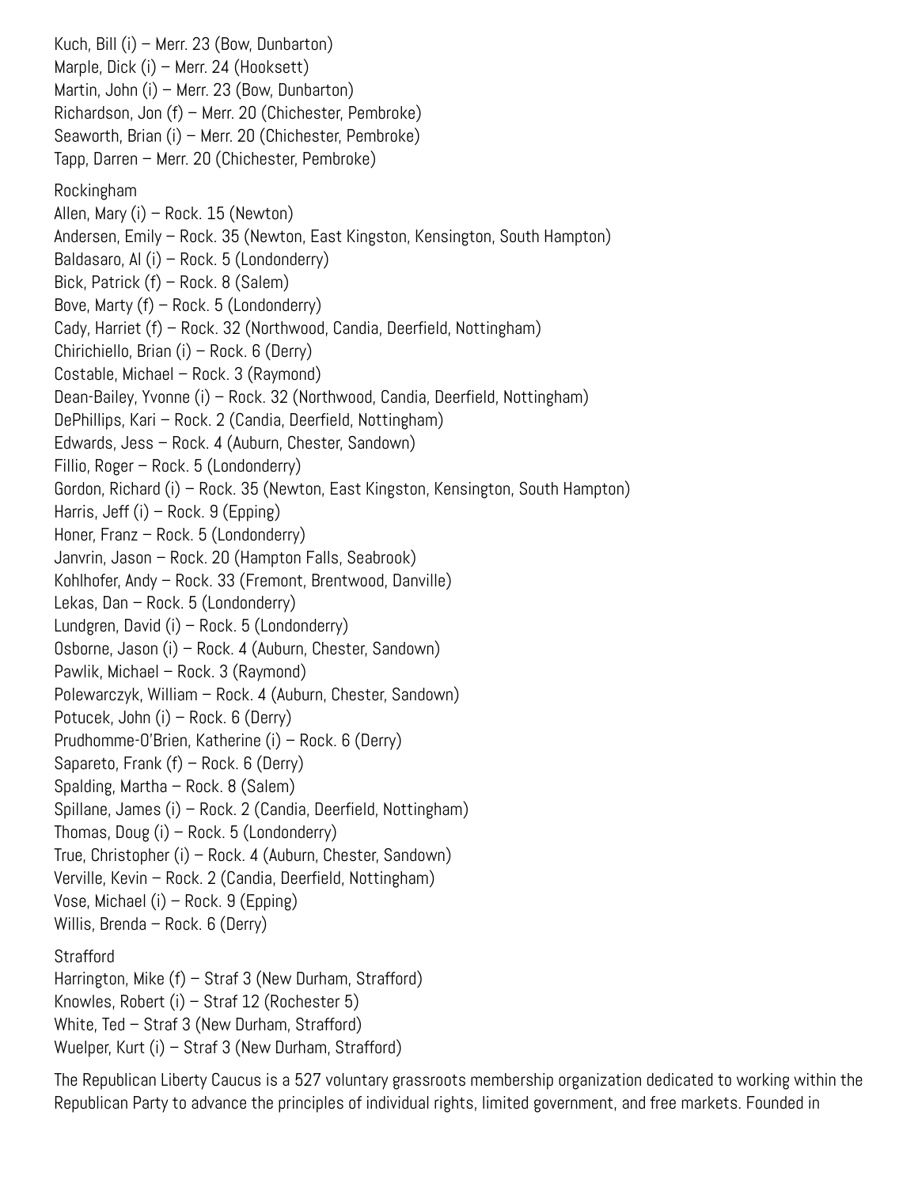Kuch, Bill (i) – Merr. 23 (Bow, Dunbarton)
Marple, Dick (i) – Merr. 24 (Hooksett)
Martin, John (i) – Merr. 23 (Bow, Dunbarton)
Richardson, Jon (f) – Merr. 20 (Chichester, Pembroke)
Seaworth, Brian (i) – Merr. 20 (Chichester, Pembroke)
Tapp, Darren – Merr. 20 (Chichester, Pembroke)

Rockingham
Allen, Mary (i) – Rock. 15 (Newton)
Andersen, Emily – Rock. 35 (Newton, East Kingston, Kensington, South Hampton)
Baldasaro, Al (i) – Rock. 5 (Londonderry)
Bick, Patrick (f) – Rock. 8 (Salem)
Bove, Marty (f) – Rock. 5 (Londonderry)
Cady, Harriet (f) – Rock. 32 (Northwood, Candia, Deerfield, Nottingham)
Chirichiello, Brian (i) – Rock. 6 (Derry)
Costable, Michael – Rock. 3 (Raymond)
Dean-Bailey, Yvonne (i) – Rock. 32 (Northwood, Candia, Deerfield, Nottingham)
DePhillips, Kari – Rock. 2 (Candia, Deerfield, Nottingham)
Edwards, Jess – Rock. 4 (Auburn, Chester, Sandown)
Fillio, Roger – Rock. 5 (Londonderry)
Gordon, Richard (i) – Rock. 35 (Newton, East Kingston, Kensington, South Hampton)
Harris, Jeff (i) – Rock. 9 (Epping)
Honer, Franz – Rock. 5 (Londonderry)
Janvrin, Jason – Rock. 20 (Hampton Falls, Seabrook)
Kohlhofer, Andy – Rock. 33 (Fremont, Brentwood, Danville)
Lekas, Dan – Rock. 5 (Londonderry)
Lundgren, David (i) – Rock. 5 (Londonderry)
Osborne, Jason (i) – Rock. 4 (Auburn, Chester, Sandown)
Pawlik, Michael – Rock. 3 (Raymond)
Polewarczyk, William – Rock. 4 (Auburn, Chester, Sandown)
Potucek, John (i) – Rock. 6 (Derry)
Prudhomme-O'Brien, Katherine (i) – Rock. 6 (Derry)
Sapareto, Frank (f) – Rock. 6 (Derry)
Spalding, Martha – Rock. 8 (Salem)
Spillane, James (i) – Rock. 2 (Candia, Deerfield, Nottingham)
Thomas, Doug (i) – Rock. 5 (Londonderry)
True, Christopher (i) – Rock. 4 (Auburn, Chester, Sandown)
Verville, Kevin – Rock. 2 (Candia, Deerfield, Nottingham)
Vose, Michael (i) – Rock. 9 (Epping)
Willis, Brenda – Rock. 6 (Derry)

Strafford
Harrington, Mike (f) – Straf 3 (New Durham, Strafford)
Knowles, Robert (i) – Straf 12 (Rochester 5)
White, Ted – Straf 3 (New Durham, Strafford)
Wuelper, Kurt (i) – Straf 3 (New Durham, Strafford)

The Republican Liberty Caucus is a 527 voluntary grassroots membership organization dedicated to working within the Republican Party to advance the principles of individual rights, limited government, and free markets. Founded in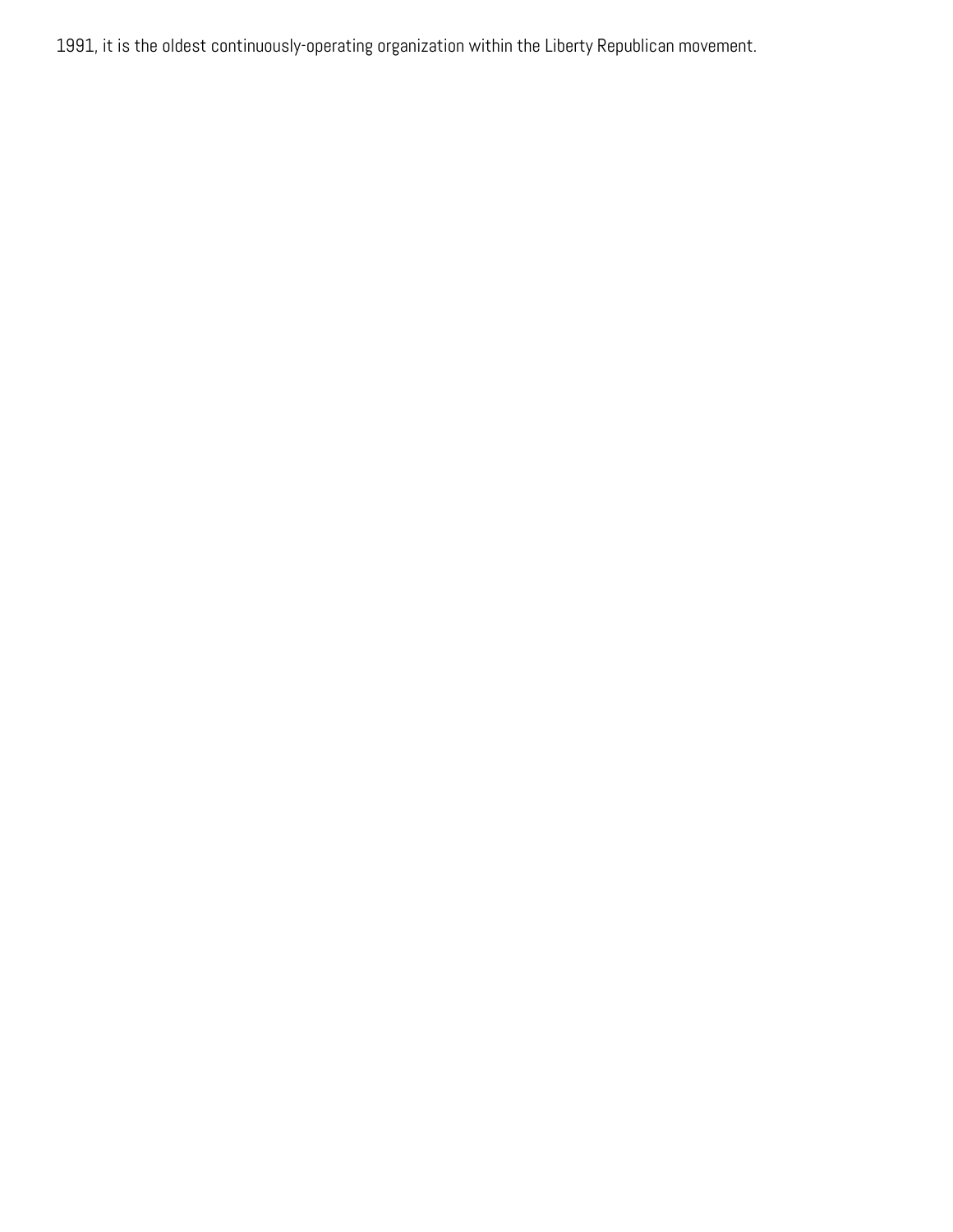1991, it is the oldest continuously-operating organization within the Liberty Republican movement.